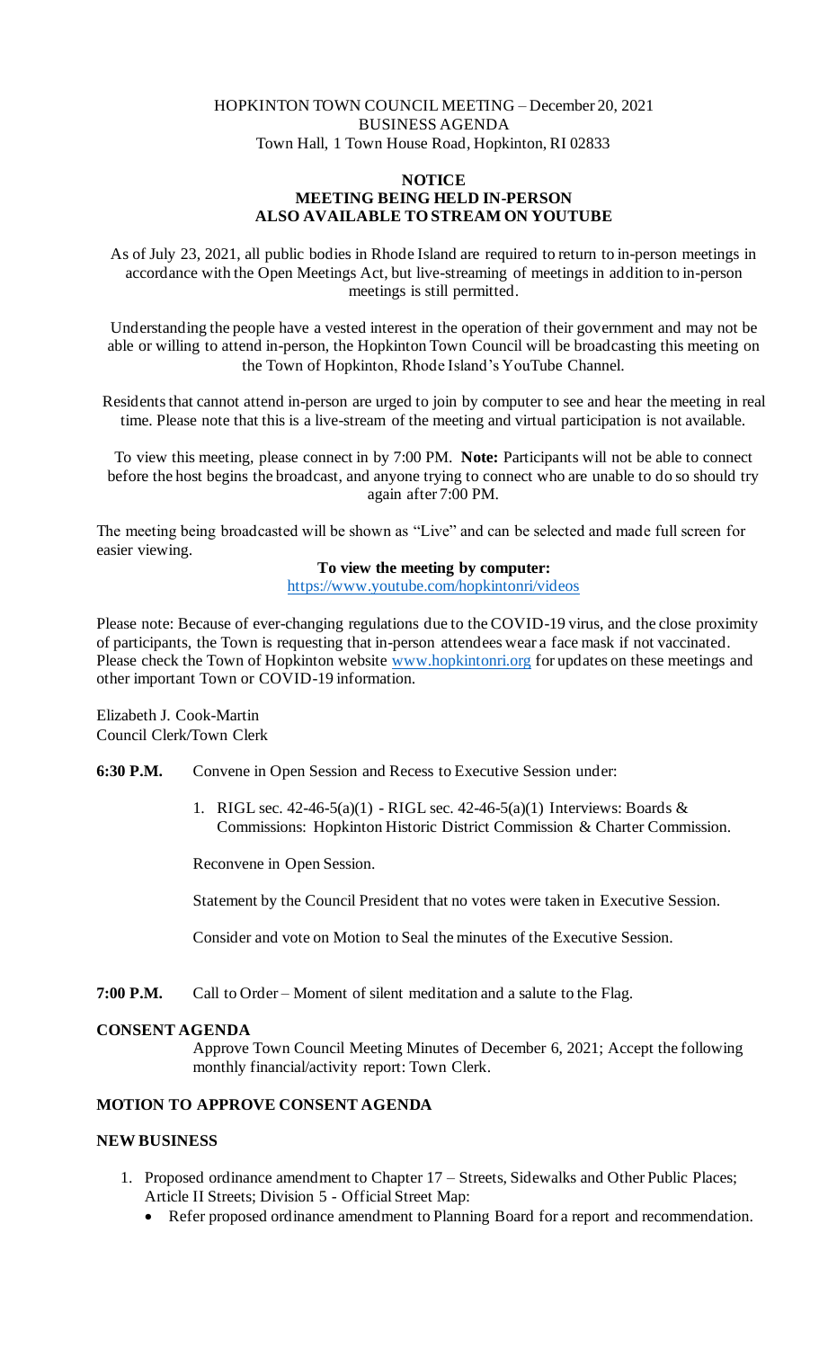HOPKINTON TOWN COUNCIL MEETING – December 20, 2021
BUSINESS AGENDA
Town Hall, 1 Town House Road, Hopkinton, RI 02833

**NOTICE**
**MEETING BEING HELD IN-PERSON**
**ALSO AVAILABLE TO STREAM ON YOUTUBE**

As of July 23, 2021, all public bodies in Rhode Island are required to return to in-person meetings in accordance with the Open Meetings Act, but live-streaming of meetings in addition to in-person meetings is still permitted.

Understanding the people have a vested interest in the operation of their government and may not be able or willing to attend in-person, the Hopkinton Town Council will be broadcasting this meeting on the Town of Hopkinton, Rhode Island's YouTube Channel.

Residents that cannot attend in-person are urged to join by computer to see and hear the meeting in real time. Please note that this is a live-stream of the meeting and virtual participation is not available.

To view this meeting, please connect in by 7:00 PM. **Note:** Participants will not be able to connect before the host begins the broadcast, and anyone trying to connect who are unable to do so should try again after 7:00 PM.

The meeting being broadcasted will be shown as "Live" and can be selected and made full screen for easier viewing.

**To view the meeting by computer:**
https://www.youtube.com/hopkintonri/videos

Please note: Because of ever-changing regulations due to the COVID-19 virus, and the close proximity of participants, the Town is requesting that in-person attendees wear a face mask if not vaccinated. Please check the Town of Hopkinton website www.hopkintonri.org for updates on these meetings and other important Town or COVID-19 information.

Elizabeth J. Cook-Martin
Council Clerk/Town Clerk

**6:30 P.M.** Convene in Open Session and Recess to Executive Session under:

1. RIGL sec. 42-46-5(a)(1) - RIGL sec. 42-46-5(a)(1) Interviews: Boards & Commissions: Hopkinton Historic District Commission & Charter Commission.

Reconvene in Open Session.

Statement by the Council President that no votes were taken in Executive Session.

Consider and vote on Motion to Seal the minutes of the Executive Session.

**7:00 P.M.** Call to Order – Moment of silent meditation and a salute to the Flag.

**CONSENT AGENDA**

Approve Town Council Meeting Minutes of December 6, 2021; Accept the following monthly financial/activity report: Town Clerk.

**MOTION TO APPROVE CONSENT AGENDA**

**NEW BUSINESS**

1. Proposed ordinance amendment to Chapter 17 – Streets, Sidewalks and Other Public Places; Article II Streets; Division 5 - Official Street Map:
   - Refer proposed ordinance amendment to Planning Board for a report and recommendation.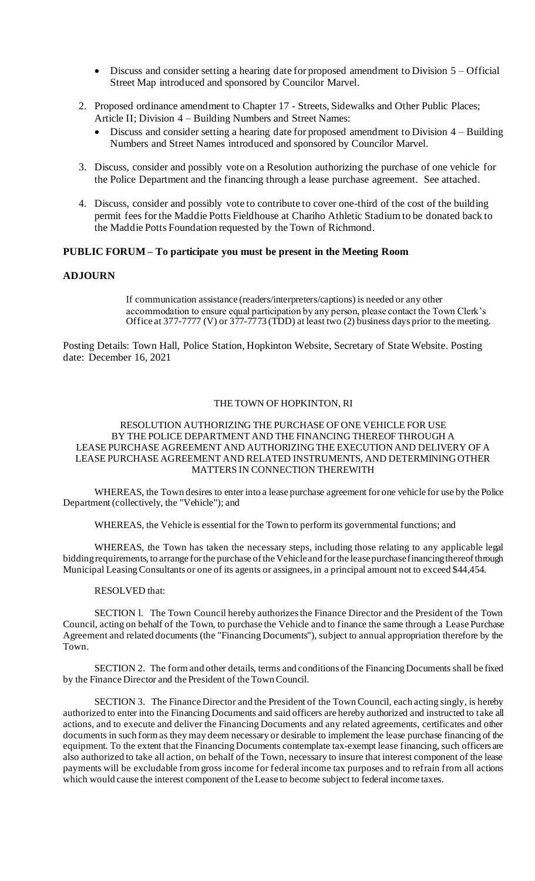- Discuss and consider setting a hearing date for proposed amendment to Division 5 – Official Street Map introduced and sponsored by Councilor Marvel.

2. Proposed ordinance amendment to Chapter 17 - Streets, Sidewalks and Other Public Places; Article II; Division 4 – Building Numbers and Street Names:
   - Discuss and consider setting a hearing date for proposed amendment to Division 4 – Building Numbers and Street Names introduced and sponsored by Councilor Marvel.

3. Discuss, consider and possibly vote on a Resolution authorizing the purchase of one vehicle for the Police Department and the financing through a lease purchase agreement. See attached.

4. Discuss, consider and possibly vote to contribute to cover one-third of the cost of the building permit fees for the Maddie Potts Fieldhouse at Chariho Athletic Stadium to be donated back to the Maddie Potts Foundation requested by the Town of Richmond.

**PUBLIC FORUM – To participate you must be present in the Meeting Room**

**ADJOURN**

If communication assistance (readers/interpreters/captions) is needed or any other accommodation to ensure equal participation by any person, please contact the Town Clerk's Office at 377-7777 (V) or 377-7773 (TDD) at least two (2) business days prior to the meeting.

Posting Details: Town Hall, Police Station, Hopkinton Website, Secretary of State Website. Posting date: December 16, 2021

THE TOWN OF HOPKINTON, RI

RESOLUTION AUTHORIZING THE PURCHASE OF ONE VEHICLE FOR USE BY THE POLICE DEPARTMENT AND THE FINANCING THEREOF THROUGH A LEASE PURCHASE AGREEMENT AND AUTHORIZING THE EXECUTION AND DELIVERY OF A LEASE PURCHASE AGREEMENT AND RELATED INSTRUMENTS, AND DETERMINING OTHER MATTERS IN CONNECTION THEREWITH

WHEREAS, the Town desires to enter into a lease purchase agreement for one vehicle for use by the Police Department (collectively, the "Vehicle"); and

WHEREAS, the Vehicle is essential for the Town to perform its governmental functions; and

WHEREAS, the Town has taken the necessary steps, including those relating to any applicable legal bidding requirements, to arrange for the purchase of the Vehicle and for the lease purchase financing thereof through Municipal Leasing Consultants or one of its agents or assignees, in a principal amount not to exceed $44,454.

RESOLVED that:

SECTION l. The Town Council hereby authorizes the Finance Director and the President of the Town Council, acting on behalf of the Town, to purchase the Vehicle and to finance the same through a Lease Purchase Agreement and related documents (the "Financing Documents"), subject to annual appropriation therefore by the Town.

SECTION 2. The form and other details, terms and conditions of the Financing Documents shall be fixed by the Finance Director and the President of the Town Council.

SECTION 3. The Finance Director and the President of the Town Council, each acting singly, is hereby authorized to enter into the Financing Documents and said officers are hereby authorized and instructed to take all actions, and to execute and deliver the Financing Documents and any related agreements, certificates and other documents in such form as they may deem necessary or desirable to implement the lease purchase financing of the equipment. To the extent that the Financing Documents contemplate tax-exempt lease financing, such officers are also authorized to take all action, on behalf of the Town, necessary to insure that interest component of the lease payments will be excludable from gross income for federal income tax purposes and to refrain from all actions which would cause the interest component of the Lease to become subject to federal income taxes.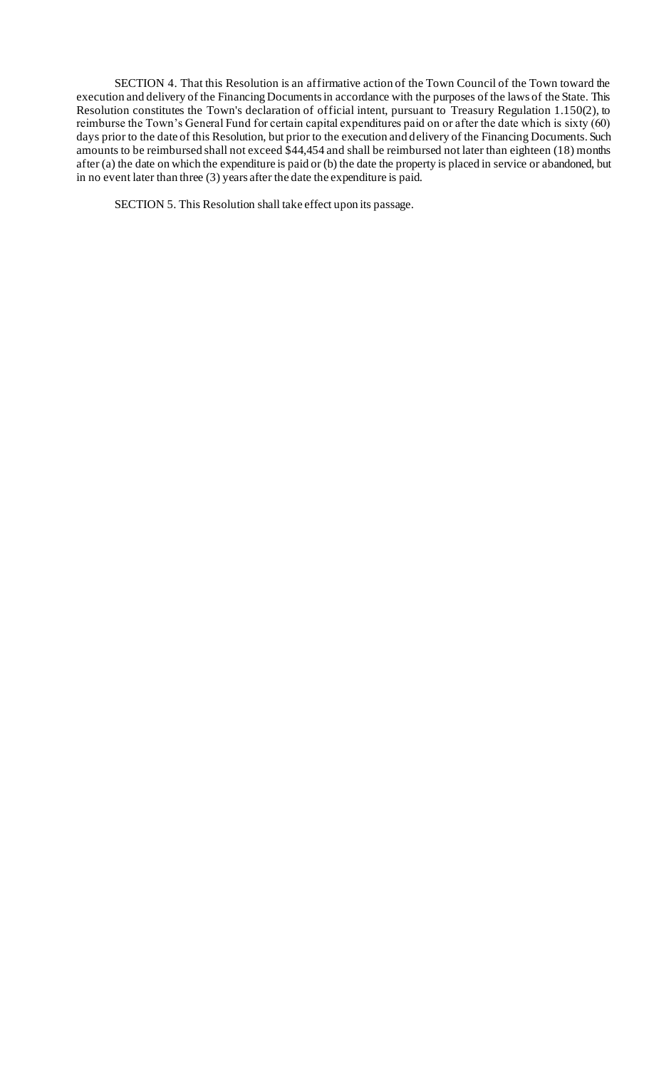SECTION 4. That this Resolution is an affirmative action of the Town Council of the Town toward the execution and delivery of the Financing Documents in accordance with the purposes of the laws of the State. This Resolution constitutes the Town's declaration of official intent, pursuant to Treasury Regulation 1.150(2), to reimburse the Town's General Fund for certain capital expenditures paid on or after the date which is sixty (60) days prior to the date of this Resolution, but prior to the execution and delivery of the Financing Documents. Such amounts to be reimbursed shall not exceed $44,454 and shall be reimbursed not later than eighteen (18) months after (a) the date on which the expenditure is paid or (b) the date the property is placed in service or abandoned, but in no event later than three (3) years after the date the expenditure is paid.

SECTION 5. This Resolution shall take effect upon its passage.